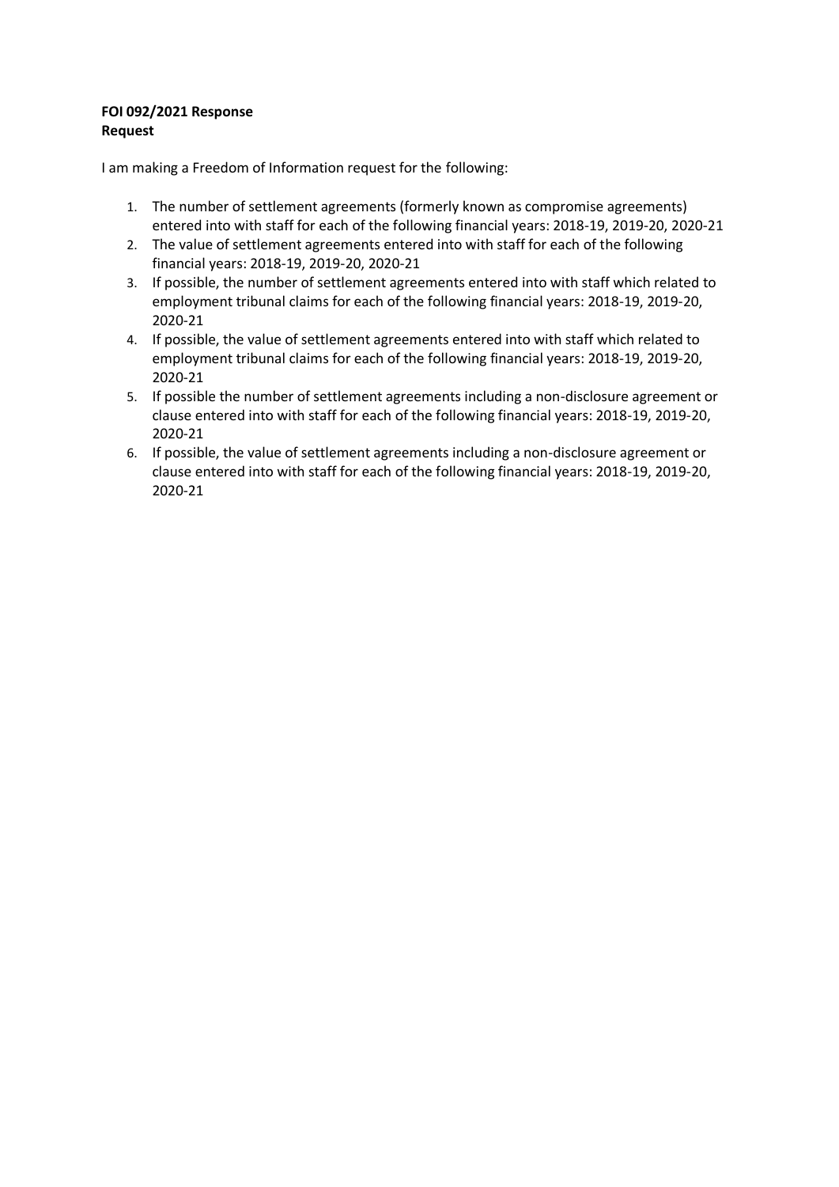**FOI 092/2021 Response**
**Request**

I am making a Freedom of Information request for the following:

1. The number of settlement agreements (formerly known as compromise agreements) entered into with staff for each of the following financial years: 2018-19, 2019-20, 2020-21
2. The value of settlement agreements entered into with staff for each of the following financial years: 2018-19, 2019-20, 2020-21
3. If possible, the number of settlement agreements entered into with staff which related to employment tribunal claims for each of the following financial years: 2018-19, 2019-20, 2020-21
4. If possible, the value of settlement agreements entered into with staff which related to employment tribunal claims for each of the following financial years: 2018-19, 2019-20, 2020-21
5. If possible the number of settlement agreements including a non-disclosure agreement or clause entered into with staff for each of the following financial years: 2018-19, 2019-20, 2020-21
6. If possible, the value of settlement agreements including a non-disclosure agreement or clause entered into with staff for each of the following financial years: 2018-19, 2019-20, 2020-21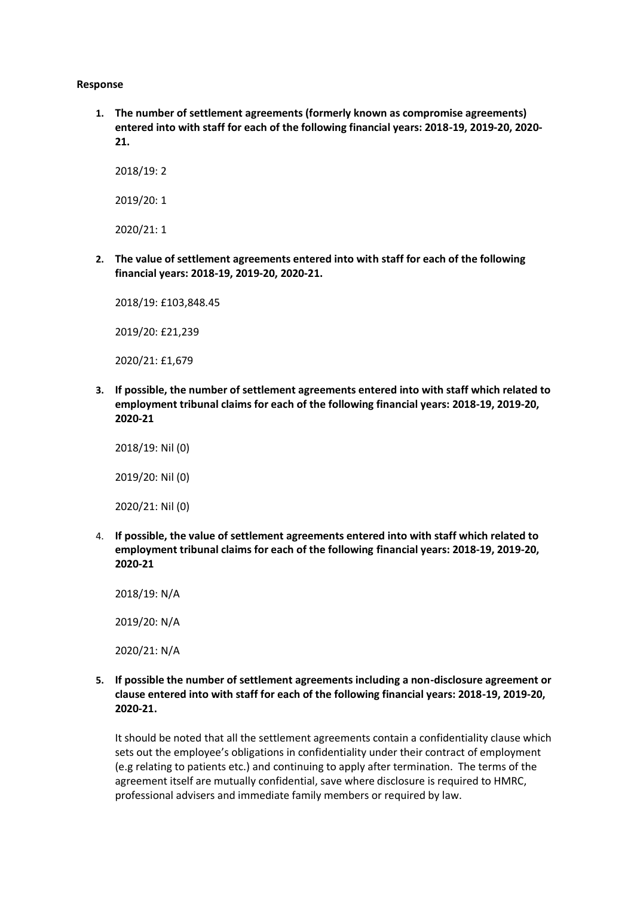**Response**

1. **The number of settlement agreements (formerly known as compromise agreements) entered into with staff for each of the following financial years: 2018-19, 2019-20, 2020-21.**

   2018/19: 2

   2019/20: 1

   2020/21: 1

2. **The value of settlement agreements entered into with staff for each of the following financial years: 2018-19, 2019-20, 2020-21.**

   2018/19: £103,848.45

   2019/20: £21,239

   2020/21: £1,679

3. **If possible, the number of settlement agreements entered into with staff which related to employment tribunal claims for each of the following financial years: 2018-19, 2019-20, 2020-21**

   2018/19: Nil (0)

   2019/20: Nil (0)

   2020/21: Nil (0)

4. **If possible, the value of settlement agreements entered into with staff which related to employment tribunal claims for each of the following financial years: 2018-19, 2019-20, 2020-21**

   2018/19: N/A

   2019/20: N/A

   2020/21: N/A

5. **If possible the number of settlement agreements including a non-disclosure agreement or clause entered into with staff for each of the following financial years: 2018-19, 2019-20, 2020-21.**

   It should be noted that all the settlement agreements contain a confidentiality clause which sets out the employee's obligations in confidentiality under their contract of employment (e.g relating to patients etc.) and continuing to apply after termination. The terms of the agreement itself are mutually confidential, save where disclosure is required to HMRC, professional advisers and immediate family members or required by law.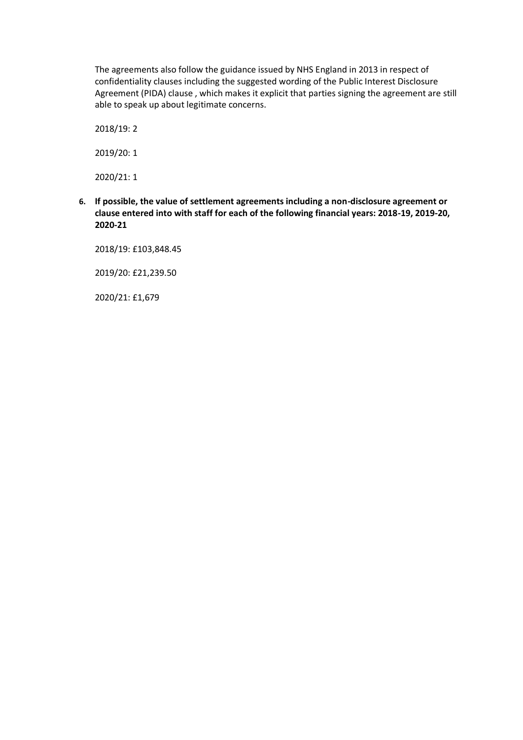The agreements also follow the guidance issued by NHS England in 2013 in respect of confidentiality clauses including the suggested wording of the Public Interest Disclosure Agreement (PIDA) clause , which makes it explicit that parties signing the agreement are still able to speak up about legitimate concerns.

2018/19: 2

2019/20: 1

2020/21: 1

6. **If possible, the value of settlement agreements including a non-disclosure agreement or clause entered into with staff for each of the following financial years: 2018-19, 2019-20, 2020-21**

2018/19: £103,848.45

2019/20: £21,239.50

2020/21: £1,679